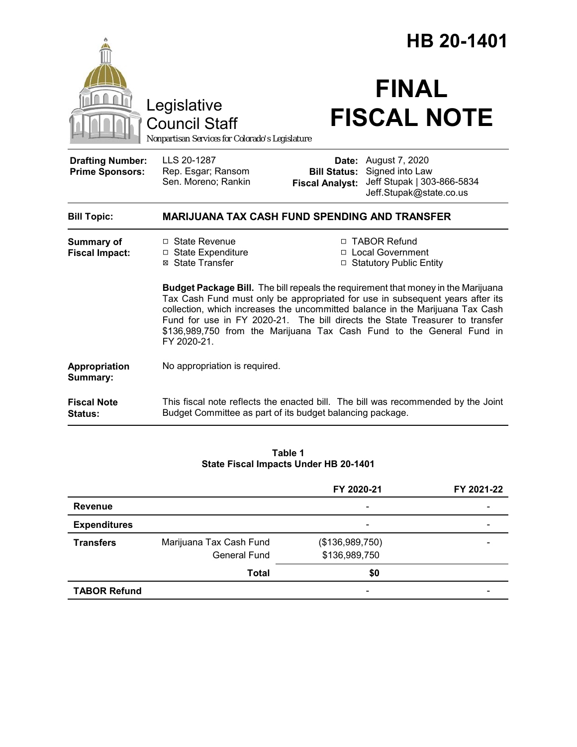# HB 20-1401

Legislative Council Staff

*Nonpartisan Services for Colorado's Legislature*

# FINAL FISCAL NOTE

| | | | |
|---|---|---|---|
| **Drafting Number:** | LLS 20-1287 | **Date:** | August 7, 2020 |
| **Prime Sponsors:** | Rep. Esgar; Ransom<br>Sen. Moreno; Rankin | **Bill Status:** | Signed into Law |
| | | **Fiscal Analyst:** | Jeff Stupak \| 303-866-5834<br>Jeff.Stupak@state.co.us |

**Bill Topic:** **MARIJUANA TAX CASH FUND SPENDING AND TRANSFER**

**Summary of Fiscal Impact:**

- ☐ State Revenue
- ☐ State Expenditure
- ☒ State Transfer
- ☐ TABOR Refund
- ☐ Local Government
- ☐ Statutory Public Entity

**Budget Package Bill.** The bill repeals the requirement that money in the Marijuana Tax Cash Fund must only be appropriated for use in subsequent years after its collection, which increases the uncommitted balance in the Marijuana Tax Cash Fund for use in FY 2020-21. The bill directs the State Treasurer to transfer $136,989,750 from the Marijuana Tax Cash Fund to the General Fund in FY 2020-21.

**Appropriation Summary:** No appropriation is required.

**Fiscal Note Status:** This fiscal note reflects the enacted bill. The bill was recommended by the Joint Budget Committee as part of its budget balancing package.

**Table 1**
**State Fiscal Impacts Under HB 20-1401**

| | | FY 2020-21 | FY 2021-22 |
|---|---|---|---|
| **Revenue** | | - | - |
| **Expenditures** | | - | - |
| **Transfers** | Marijuana Tax Cash Fund | ($136,989,750) | - |
| | General Fund | $136,989,750 | |
| | **Total** | **$0** | |
| **TABOR Refund** | | - | - |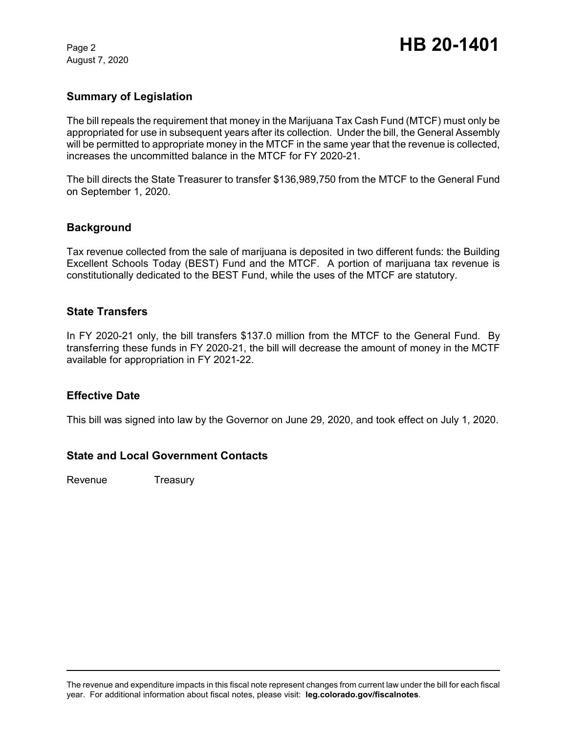## Summary of Legislation

The bill repeals the requirement that money in the Marijuana Tax Cash Fund (MTCF) must only be appropriated for use in subsequent years after its collection. Under the bill, the General Assembly will be permitted to appropriate money in the MTCF in the same year that the revenue is collected, increases the uncommitted balance in the MTCF for FY 2020-21.

The bill directs the State Treasurer to transfer $136,989,750 from the MTCF to the General Fund on September 1, 2020.

## Background

Tax revenue collected from the sale of marijuana is deposited in two different funds: the Building Excellent Schools Today (BEST) Fund and the MTCF. A portion of marijuana tax revenue is constitutionally dedicated to the BEST Fund, while the uses of the MTCF are statutory.

## State Transfers

In FY 2020-21 only, the bill transfers $137.0 million from the MTCF to the General Fund. By transferring these funds in FY 2020-21, the bill will decrease the amount of money in the MCTF available for appropriation in FY 2021-22.

## Effective Date

This bill was signed into law by the Governor on June 29, 2020, and took effect on July 1, 2020.

## State and Local Government Contacts

Revenue Treasury

The revenue and expenditure impacts in this fiscal note represent changes from current law under the bill for each fiscal year. For additional information about fiscal notes, please visit: **leg.colorado.gov/fiscalnotes**.